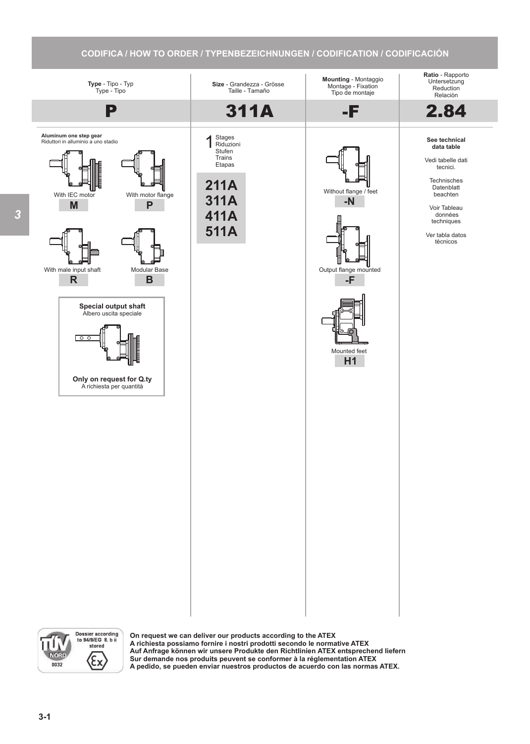## CODIFICA / HOW TO ORDER / TYPENBEZEICHNUNGEN / CODIFICATION / CODIFICACIÓN

| **Type** - Tipo - Typ Type - Tipo | **Size** - Grandezza - Grösse Taille - Tamaño | **Mounting** - Montaggio Montage - Fixation Tipo de montaje | **Ratio** - Rapporto Untersetzung Reduction Relaciòn |
|---|---|---|---|
| **P** | **311A** | **-F** | **2.84** |

### Type

**Aluminum one step gear**
Riduttori in alluminio a uno stadio

- With IEC motor — **M**
- With motor flange — **P**
- With male input shaft — **R**
- Modular Base — **B**

**Special output shaft**
Albero uscita speciale

**Only on request for Q.ty**
A richiesta per quantità

### Size

1 Stages / Riduzioni / Stufen / Trains / Etapas

- **211A**
- **311A**
- **411A**
- **511A**

### Mounting

- Without flange / feet — **-N**
- Output flange mounted — **-F**
- Mounted feet — **H1**

### Ratio

**See technical data table**

Vedi tabelle dati tecnici.

Technisches Datenblatt beachten

Voir Tableau données techniques

Ver tabla datos técnicos

---

TÜV NORD 0032 — Dossier according to 94/9/EG 8. b ii stored

**On request we can deliver our products according to the ATEX**
**A richiesta possiamo fornire i nostri prodotti secondo le normative ATEX**
**Auf Anfrage können wir unsere Produkte den Richtlinien ATEX entsprechend liefern**
**Sur demande nos produits peuvent se conformer à la réglementation ATEX**
**A pedido, se pueden enviar nuestros productos de acuerdo con las normas ATEX.**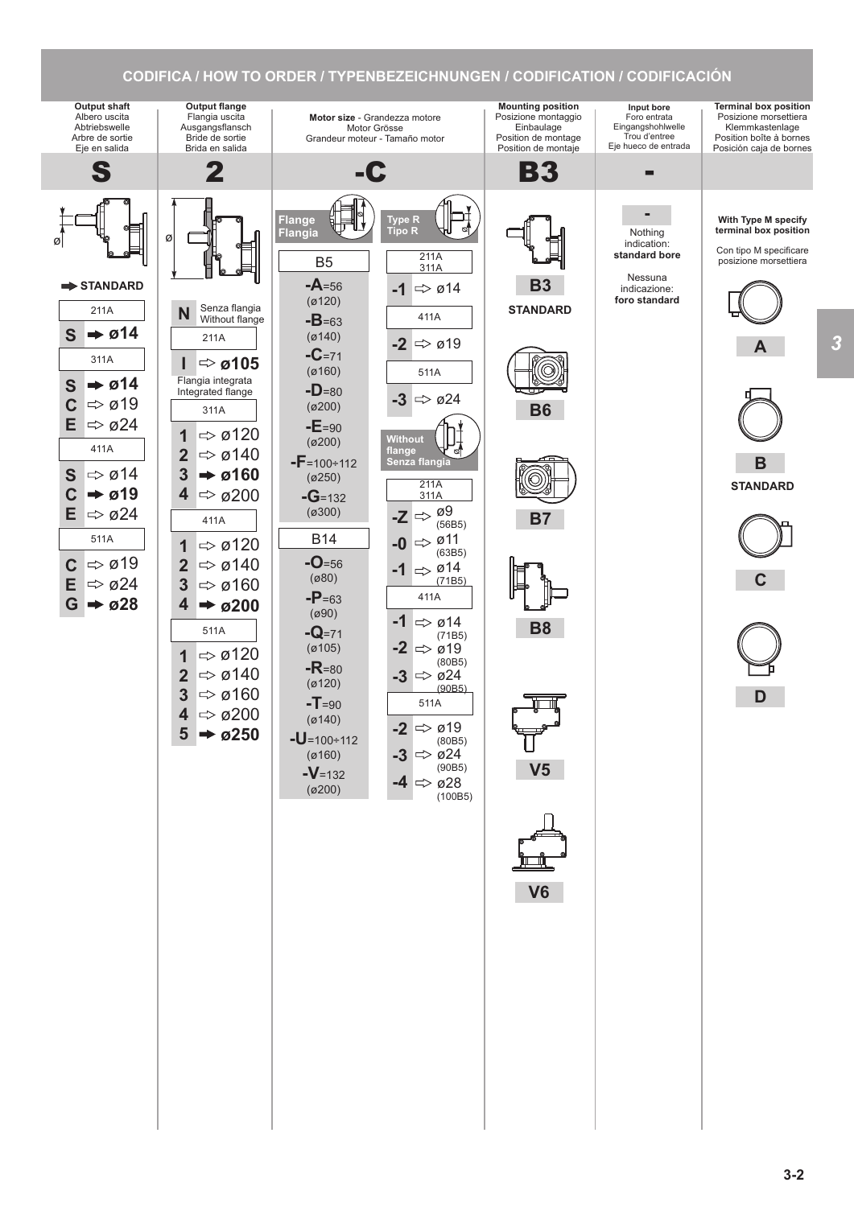# CODIFICA / HOW TO ORDER / TYPENBEZEICHNUNGEN / CODIFICATION / CODIFICACIÓN

| Output shaft<br>Albero uscita<br>Abtriebswelle<br>Arbre de sortie<br>Eje en salida | Output flange<br>Flangia uscita<br>Ausgangsflansch<br>Bride de sortie<br>Brida en salida | **Motor size** - Grandezza motore<br>Motor Grösse<br>Grandeur moteur - Tamaño motor | Mounting position<br>Posizione montaggio<br>Einbaulage<br>Position de montage<br>Position de montaje | Input bore<br>Foro entrata<br>Eingangshohlwelle<br>Trou d'entree<br>Eje hueco de entrada | Terminal box position<br>Posizione morsettiera<br>Klemmkastenlage<br>Position boîte à bornes<br>Posición caja de bornes |
|---|---|---|---|---|---|
| **S** | **2** | **-C** | **B3** | **-** | |

## Output shaft

➡ **STANDARD**

**211A**
- **S** ➡ **ø14**

**311A**
- **S** ➡ **ø14**
- **C** ⇨ ø19
- **E** ⇨ ø24

**411A**
- **S** ⇨ ø14
- **C** ➡ **ø19**
- **E** ⇨ ø24

**511A**
- **C** ⇨ ø19
- **E** ⇨ ø24
- **G** ➡ **ø28**

## Output flange

- **N** Senza flangia / Without flange

**211A**
- **I** ⇨ **ø105**
  Flangia integrata / Integrated flange

**311A**
- **1** ⇨ ø120
- **2** ⇨ ø140
- **3** ➡ **ø160**
- **4** ⇨ ø200

**411A**
- **1** ⇨ ø120
- **2** ⇨ ø140
- **3** ⇨ ø160
- **4** ➡ **ø200**

**511A**
- **1** ⇨ ø120
- **2** ⇨ ø140
- **3** ⇨ ø160
- **4** ⇨ ø200
- **5** ➡ **ø250**

## Motor size

### Flange / Flangia

**B5**
- **-A**=56 (ø120)
- **-B**=63 (ø140)
- **-C**=71 (ø160)
- **-D**=80 (ø200)
- **-E**=90 (ø200)
- **-F**=100÷112 (ø250)
- **-G**=132 (ø300)

**B14**
- **-O**=56 (ø80)
- **-P**=63 (ø90)
- **-Q**=71 (ø105)
- **-R**=80 (ø120)
- **-T**=90 (ø140)
- **-U**=100÷112 (ø160)
- **-V**=132 (ø200)

### Type R / Tipo R

**211A / 311A**
- **-1** ⇨ ø14

**411A**
- **-2** ⇨ ø19

**511A**
- **-3** ⇨ ø24

### Without flange / Senza flangia

**211A / 311A**
- **-Z** ⇨ ø9 (56B5)
- **-0** ⇨ ø11 (63B5)
- **-1** ⇨ ø14 (71B5)

**411A**
- **-1** ⇨ ø14 (71B5)
- **-2** ⇨ ø19 (80B5)
- **-3** ⇨ ø24 (90B5)

**511A**
- **-2** ⇨ ø19 (80B5)
- **-3** ⇨ ø24 (90B5)
- **-4** ⇨ ø28 (100B5)

## Mounting position

- **B3** STANDARD
- **B6**
- **B7**
- **B8**
- **V5**
- **V6**

## Input bore

**-**

Nothing indication: **standard bore**

Nessuna indicazione: **foro standard**

## Terminal box position

**With Type M specify terminal box position**

Con tipo M specificare posizione morsettiera

- **A**
- **B** STANDARD
- **C**
- **D**